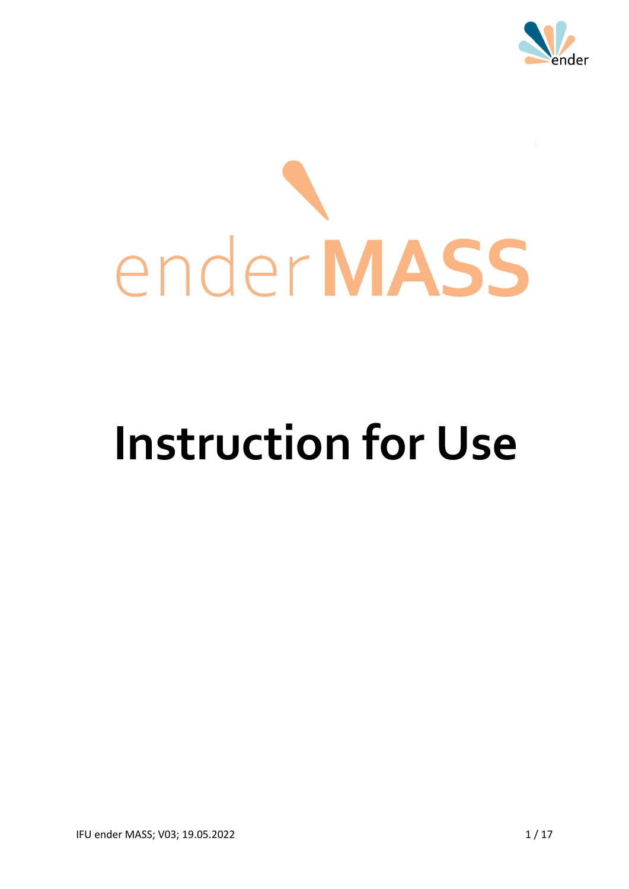ender

# enderMASS

# Instruction for Use

IFU ender MASS; V03; 19.05.2022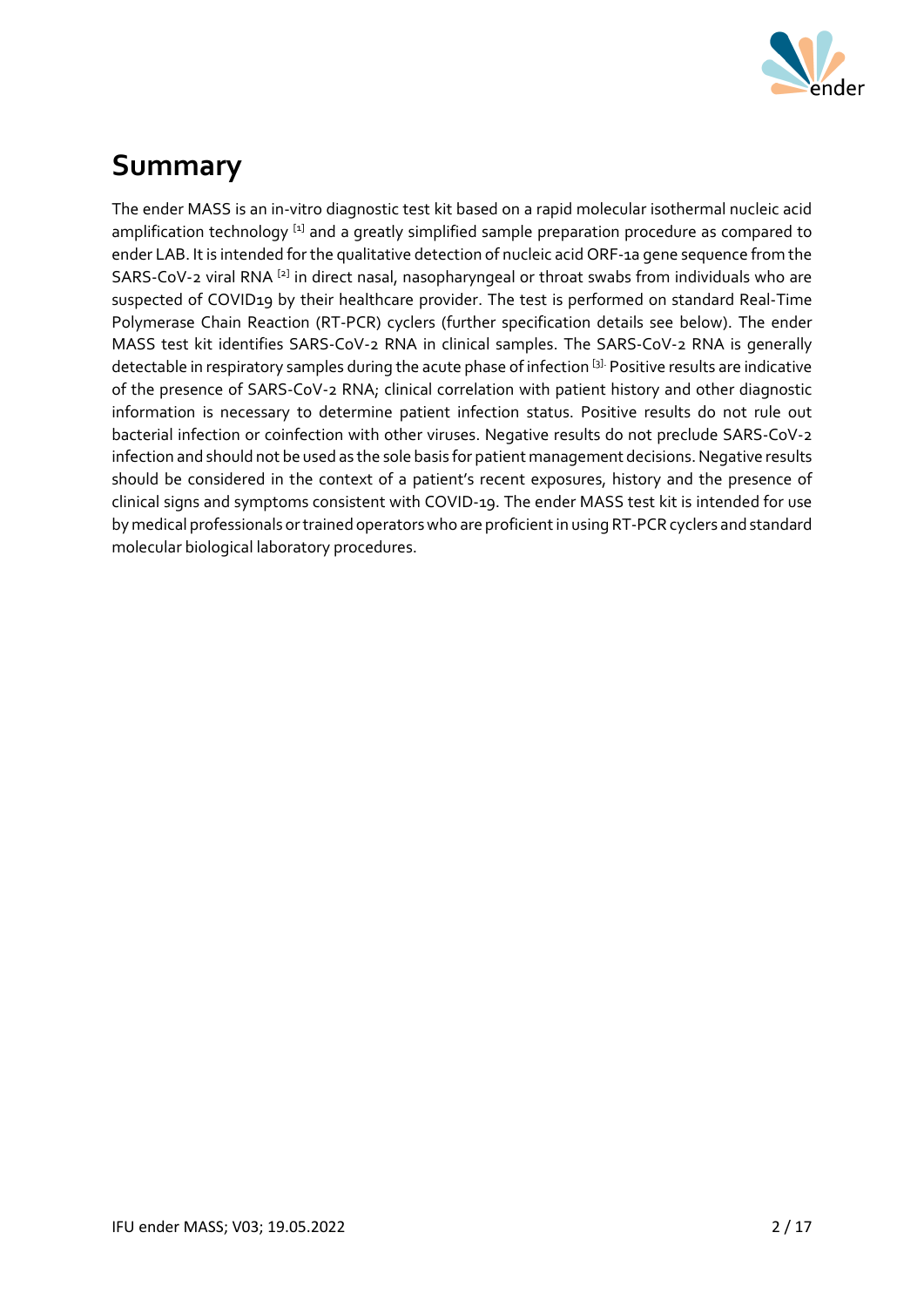# Summary

The ender MASS is an in-vitro diagnostic test kit based on a rapid molecular isothermal nucleic acid amplification technology [1] and a greatly simplified sample preparation procedure as compared to ender LAB. It is intended for the qualitative detection of nucleic acid ORF-1a gene sequence from the SARS-CoV-2 viral RNA [2] in direct nasal, nasopharyngeal or throat swabs from individuals who are suspected of COVID19 by their healthcare provider. The test is performed on standard Real-Time Polymerase Chain Reaction (RT-PCR) cyclers (further specification details see below). The ender MASS test kit identifies SARS-CoV-2 RNA in clinical samples. The SARS-CoV-2 RNA is generally detectable in respiratory samples during the acute phase of infection [3]. Positive results are indicative of the presence of SARS-CoV-2 RNA; clinical correlation with patient history and other diagnostic information is necessary to determine patient infection status. Positive results do not rule out bacterial infection or coinfection with other viruses. Negative results do not preclude SARS-CoV-2 infection and should not be used as the sole basis for patient management decisions. Negative results should be considered in the context of a patient's recent exposures, history and the presence of clinical signs and symptoms consistent with COVID-19. The ender MASS test kit is intended for use by medical professionals or trained operators who are proficient in using RT-PCR cyclers and standard molecular biological laboratory procedures.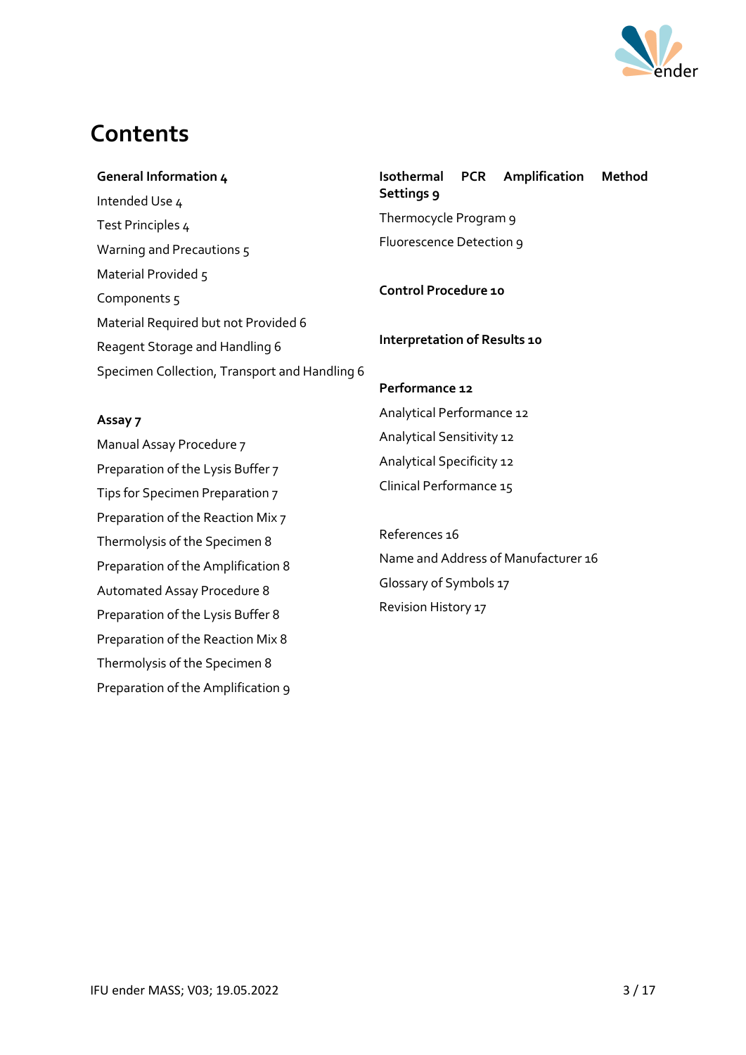# Contents

**General Information 4**

Intended Use 4

Test Principles 4

Warning and Precautions 5

Material Provided 5

Components 5

Material Required but not Provided 6

Reagent Storage and Handling 6

Specimen Collection, Transport and Handling 6

**Assay 7**

Manual Assay Procedure 7

Preparation of the Lysis Buffer 7

Tips for Specimen Preparation 7

Preparation of the Reaction Mix 7

Thermolysis of the Specimen 8

Preparation of the Amplification 8

Automated Assay Procedure 8

Preparation of the Lysis Buffer 8

Preparation of the Reaction Mix 8

Thermolysis of the Specimen 8

Preparation of the Amplification 9

**Isothermal PCR Amplification Method Settings 9**

Thermocycle Program 9

Fluorescence Detection 9

**Control Procedure 10**

**Interpretation of Results 10**

**Performance 12**

Analytical Performance 12

Analytical Sensitivity 12

Analytical Specificity 12

Clinical Performance 15

References 16

Name and Address of Manufacturer 16

Glossary of Symbols 17

Revision History 17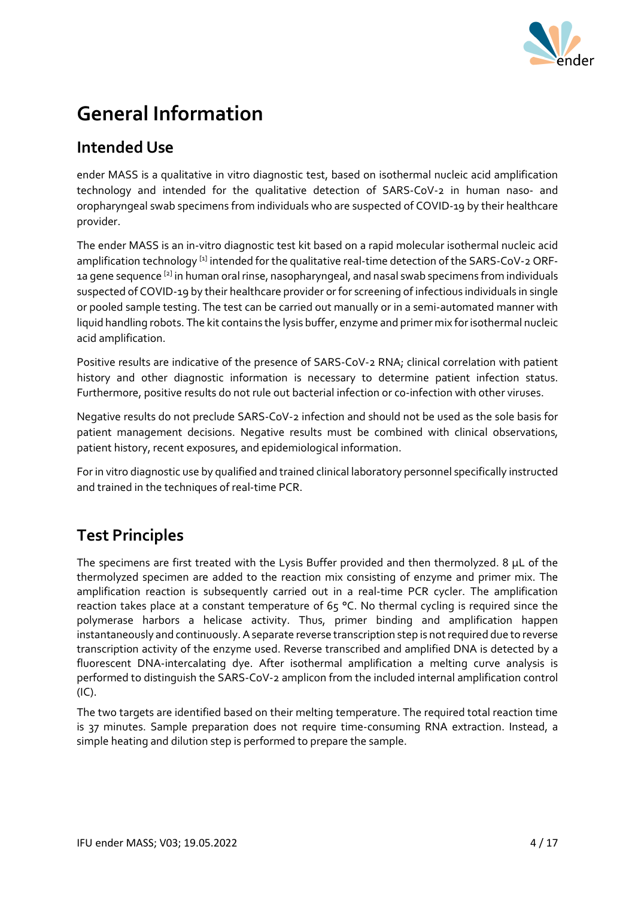# General Information

## Intended Use

ender MASS is a qualitative in vitro diagnostic test, based on isothermal nucleic acid amplification technology and intended for the qualitative detection of SARS-CoV-2 in human naso- and oropharyngeal swab specimens from individuals who are suspected of COVID-19 by their healthcare provider.

The ender MASS is an in-vitro diagnostic test kit based on a rapid molecular isothermal nucleic acid amplification technology [1] intended for the qualitative real-time detection of the SARS-CoV-2 ORF-1a gene sequence [2] in human oral rinse, nasopharyngeal, and nasal swab specimens from individuals suspected of COVID-19 by their healthcare provider or for screening of infectious individuals in single or pooled sample testing. The test can be carried out manually or in a semi-automated manner with liquid handling robots. The kit contains the lysis buffer, enzyme and primer mix for isothermal nucleic acid amplification.

Positive results are indicative of the presence of SARS-CoV-2 RNA; clinical correlation with patient history and other diagnostic information is necessary to determine patient infection status. Furthermore, positive results do not rule out bacterial infection or co-infection with other viruses.

Negative results do not preclude SARS-CoV-2 infection and should not be used as the sole basis for patient management decisions. Negative results must be combined with clinical observations, patient history, recent exposures, and epidemiological information.

For in vitro diagnostic use by qualified and trained clinical laboratory personnel specifically instructed and trained in the techniques of real-time PCR.

## Test Principles

The specimens are first treated with the Lysis Buffer provided and then thermolyzed. 8 µL of the thermolyzed specimen are added to the reaction mix consisting of enzyme and primer mix. The amplification reaction is subsequently carried out in a real-time PCR cycler. The amplification reaction takes place at a constant temperature of 65 °C. No thermal cycling is required since the polymerase harbors a helicase activity. Thus, primer binding and amplification happen instantaneously and continuously. A separate reverse transcription step is not required due to reverse transcription activity of the enzyme used. Reverse transcribed and amplified DNA is detected by a fluorescent DNA-intercalating dye. After isothermal amplification a melting curve analysis is performed to distinguish the SARS-CoV-2 amplicon from the included internal amplification control (IC).

The two targets are identified based on their melting temperature. The required total reaction time is 37 minutes. Sample preparation does not require time-consuming RNA extraction. Instead, a simple heating and dilution step is performed to prepare the sample.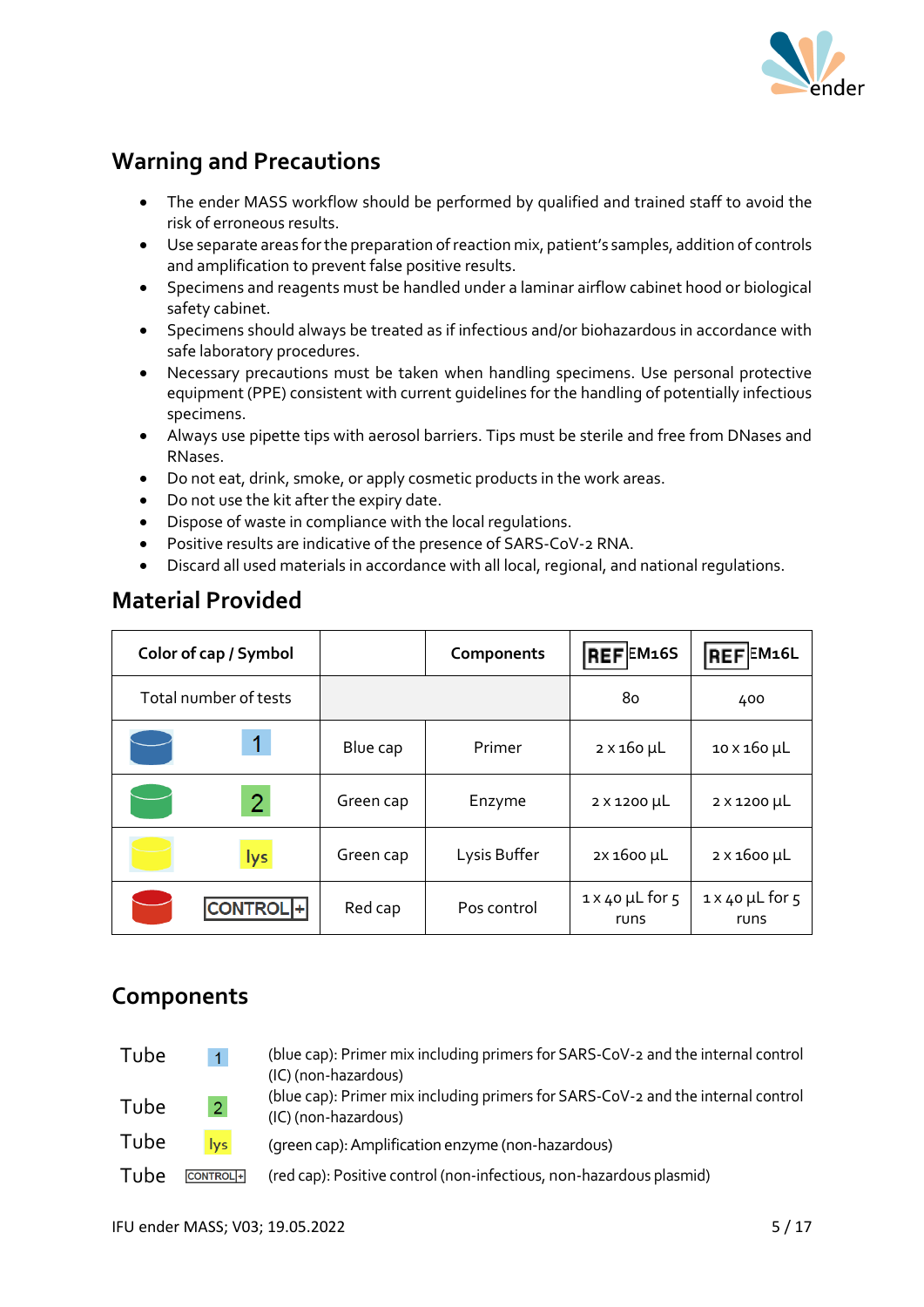## Warning and Precautions

- The ender MASS workflow should be performed by qualified and trained staff to avoid the risk of erroneous results.
- Use separate areas for the preparation of reaction mix, patient's samples, addition of controls and amplification to prevent false positive results.
- Specimens and reagents must be handled under a laminar airflow cabinet hood or biological safety cabinet.
- Specimens should always be treated as if infectious and/or biohazardous in accordance with safe laboratory procedures.
- Necessary precautions must be taken when handling specimens. Use personal protective equipment (PPE) consistent with current guidelines for the handling of potentially infectious specimens.
- Always use pipette tips with aerosol barriers. Tips must be sterile and free from DNases and RNases.
- Do not eat, drink, smoke, or apply cosmetic products in the work areas.
- Do not use the kit after the expiry date.
- Dispose of waste in compliance with the local regulations.
- Positive results are indicative of the presence of SARS-CoV-2 RNA.
- Discard all used materials in accordance with all local, regional, and national regulations.

## Material Provided

| Color of cap / Symbol | | Components | REF EM16S | REF EM16L |
|---|---|---|---|---|
| Total number of tests | | | 80 | 400 |
| 1 | Blue cap | Primer | 2 x 160 µL | 10 x 160 µL |
| 2 | Green cap | Enzyme | 2 x 1200 µL | 2 x 1200 µL |
| lys | Green cap | Lysis Buffer | 2x 1600 µL | 2 x 1600 µL |
| CONTROL + | Red cap | Pos control | 1 x 40 µL for 5 runs | 1 x 40 µL for 5 runs |

## Components

| | | |
|---|---|---|
| Tube | 1 | (blue cap): Primer mix including primers for SARS-CoV-2 and the internal control (IC) (non-hazardous) |
| Tube | 2 | (blue cap): Primer mix including primers for SARS-CoV-2 and the internal control (IC) (non-hazardous) |
| Tube | lys | (green cap): Amplification enzyme (non-hazardous) |
| Tube | CONTROL + | (red cap): Positive control (non-infectious, non-hazardous plasmid) |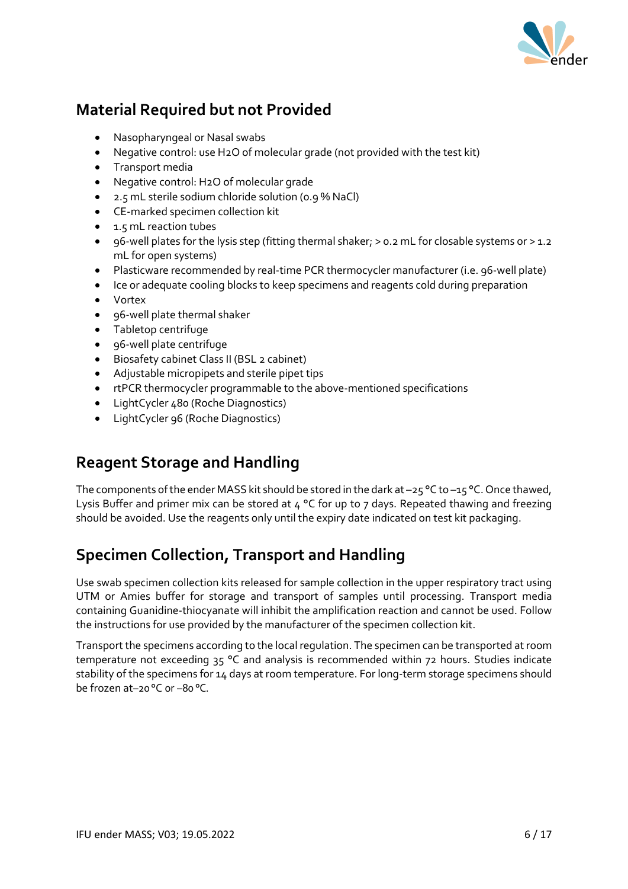## Material Required but not Provided

- Nasopharyngeal or Nasal swabs
- Negative control: use $H_2O$ of molecular grade (not provided with the test kit)
- Transport media
- Negative control: $H_2O$ of molecular grade
- 2.5 mL sterile sodium chloride solution (0.9 % NaCl)
- CE-marked specimen collection kit
- 1.5 mL reaction tubes
- 96-well plates for the lysis step (fitting thermal shaker; > 0.2 mL for closable systems or > 1.2 mL for open systems)
- Plasticware recommended by real-time PCR thermocycler manufacturer (i.e. 96-well plate)
- Ice or adequate cooling blocks to keep specimens and reagents cold during preparation
- Vortex
- 96-well plate thermal shaker
- Tabletop centrifuge
- 96-well plate centrifuge
- Biosafety cabinet Class II (BSL 2 cabinet)
- Adjustable micropipets and sterile pipet tips
- rtPCR thermocycler programmable to the above-mentioned specifications
- LightCycler 480 (Roche Diagnostics)
- LightCycler 96 (Roche Diagnostics)

## Reagent Storage and Handling

The components of the ender MASS kit should be stored in the dark at –25 °C to –15 °C. Once thawed, Lysis Buffer and primer mix can be stored at 4 °C for up to 7 days. Repeated thawing and freezing should be avoided. Use the reagents only until the expiry date indicated on test kit packaging.

## Specimen Collection, Transport and Handling

Use swab specimen collection kits released for sample collection in the upper respiratory tract using UTM or Amies buffer for storage and transport of samples until processing. Transport media containing Guanidine-thiocyanate will inhibit the amplification reaction and cannot be used. Follow the instructions for use provided by the manufacturer of the specimen collection kit.

Transport the specimens according to the local regulation. The specimen can be transported at room temperature not exceeding 35 °C and analysis is recommended within 72 hours. Studies indicate stability of the specimens for 14 days at room temperature. For long-term storage specimens should be frozen at–20 °C or –80 °C.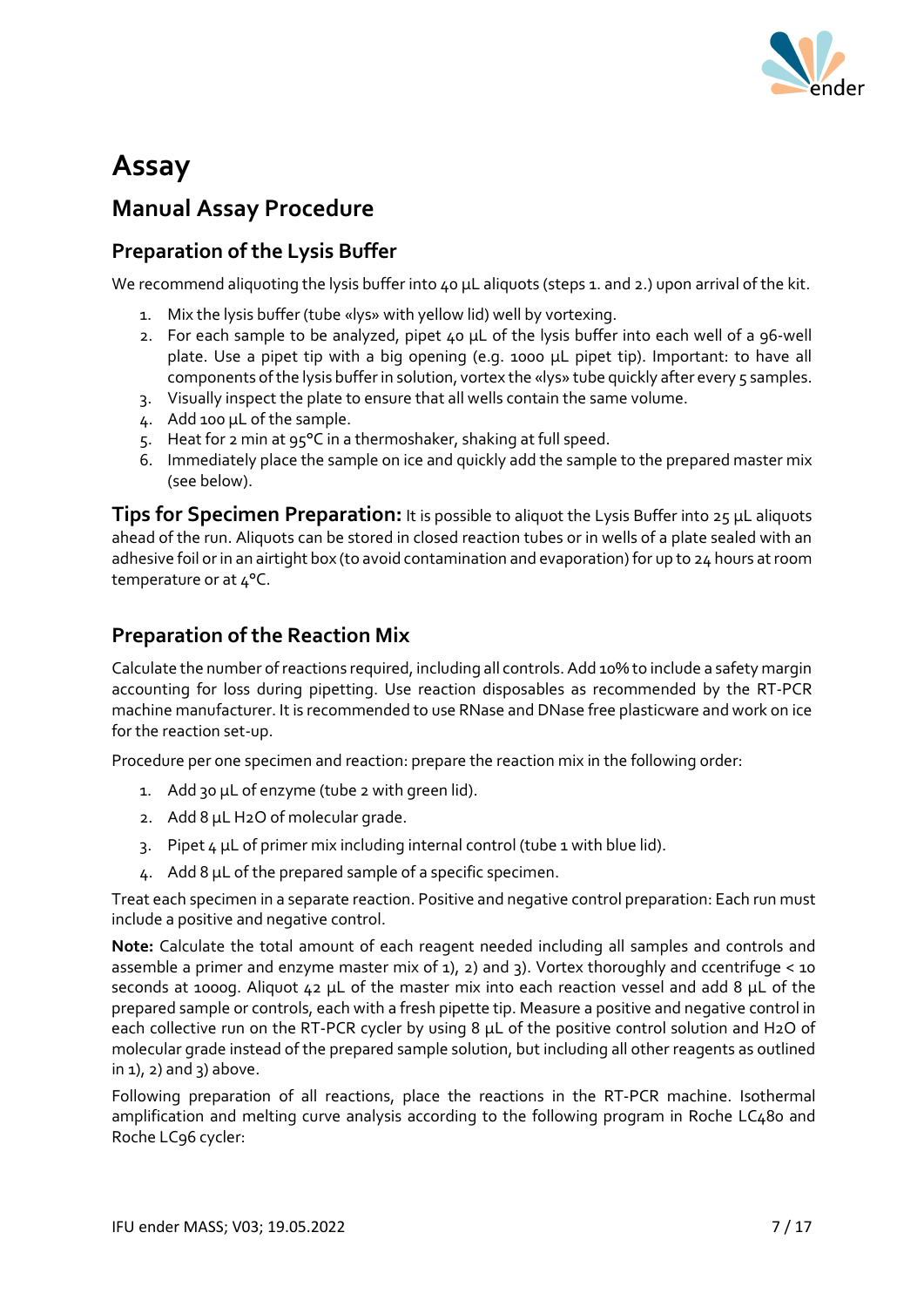# Assay

## Manual Assay Procedure

### Preparation of the Lysis Buffer

We recommend aliquoting the lysis buffer into 40 µL aliquots (steps 1. and 2.) upon arrival of the kit.

1. Mix the lysis buffer (tube «lys» with yellow lid) well by vortexing.
2. For each sample to be analyzed, pipet 40 µL of the lysis buffer into each well of a 96-well plate. Use a pipet tip with a big opening (e.g. 1000 µL pipet tip). Important: to have all components of the lysis buffer in solution, vortex the «lys» tube quickly after every 5 samples.
3. Visually inspect the plate to ensure that all wells contain the same volume.
4. Add 100 µL of the sample.
5. Heat for 2 min at 95°C in a thermoshaker, shaking at full speed.
6. Immediately place the sample on ice and quickly add the sample to the prepared master mix (see below).

**Tips for Specimen Preparation:** It is possible to aliquot the Lysis Buffer into 25 µL aliquots ahead of the run. Aliquots can be stored in closed reaction tubes or in wells of a plate sealed with an adhesive foil or in an airtight box (to avoid contamination and evaporation) for up to 24 hours at room temperature or at 4°C.

### Preparation of the Reaction Mix

Calculate the number of reactions required, including all controls. Add 10% to include a safety margin accounting for loss during pipetting. Use reaction disposables as recommended by the RT-PCR machine manufacturer. It is recommended to use RNase and DNase free plasticware and work on ice for the reaction set-up.

Procedure per one specimen and reaction: prepare the reaction mix in the following order:

1. Add 30 µL of enzyme (tube 2 with green lid).
2. Add 8 µL $H_2O$ of molecular grade.
3. Pipet 4 µL of primer mix including internal control (tube 1 with blue lid).
4. Add 8 µL of the prepared sample of a specific specimen.

Treat each specimen in a separate reaction. Positive and negative control preparation: Each run must include a positive and negative control.

**Note:** Calculate the total amount of each reagent needed including all samples and controls and assemble a primer and enzyme master mix of 1), 2) and 3). Vortex thoroughly and ccentrifuge < 10 seconds at 1000g. Aliquot 42 µL of the master mix into each reaction vessel and add 8 µL of the prepared sample or controls, each with a fresh pipette tip. Measure a positive and negative control in each collective run on the RT-PCR cycler by using 8 µL of the positive control solution and $H_2O$ of molecular grade instead of the prepared sample solution, but including all other reagents as outlined in 1), 2) and 3) above.

Following preparation of all reactions, place the reactions in the RT-PCR machine. Isothermal amplification and melting curve analysis according to the following program in Roche LC480 and Roche LC96 cycler: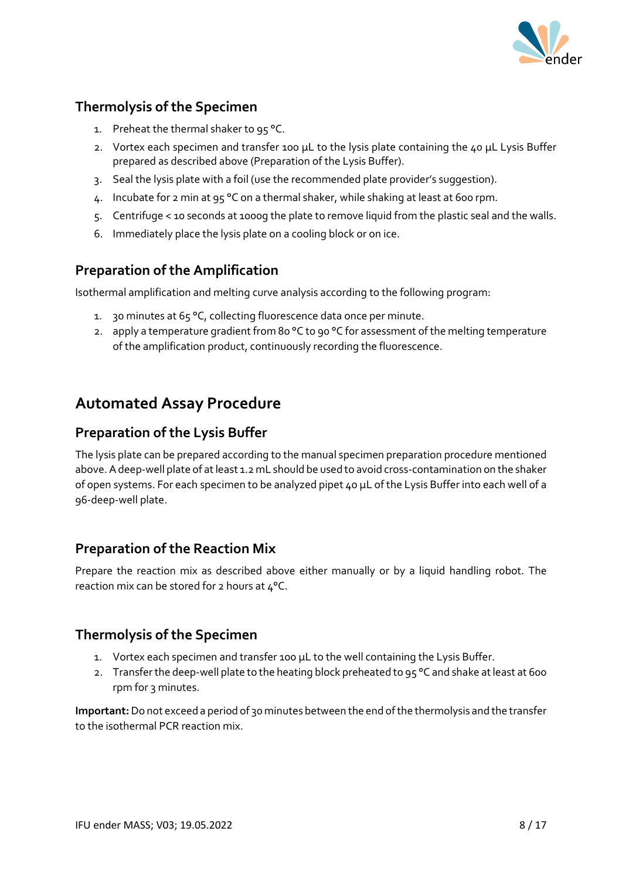## Thermolysis of the Specimen

1. Preheat the thermal shaker to 95 °C.
2. Vortex each specimen and transfer 100 µL to the lysis plate containing the 40 µL Lysis Buffer prepared as described above (Preparation of the Lysis Buffer).
3. Seal the lysis plate with a foil (use the recommended plate provider's suggestion).
4. Incubate for 2 min at 95 °C on a thermal shaker, while shaking at least at 600 rpm.
5. Centrifuge < 10 seconds at 1000g the plate to remove liquid from the plastic seal and the walls.
6. Immediately place the lysis plate on a cooling block or on ice.

## Preparation of the Amplification

Isothermal amplification and melting curve analysis according to the following program:

1. 30 minutes at 65 °C, collecting fluorescence data once per minute.
2. apply a temperature gradient from 80 °C to 90 °C for assessment of the melting temperature of the amplification product, continuously recording the fluorescence.

# Automated Assay Procedure

## Preparation of the Lysis Buffer

The lysis plate can be prepared according to the manual specimen preparation procedure mentioned above. A deep-well plate of at least 1.2 mL should be used to avoid cross-contamination on the shaker of open systems. For each specimen to be analyzed pipet 40 µL of the Lysis Buffer into each well of a 96-deep-well plate.

## Preparation of the Reaction Mix

Prepare the reaction mix as described above either manually or by a liquid handling robot. The reaction mix can be stored for 2 hours at 4°C.

## Thermolysis of the Specimen

1. Vortex each specimen and transfer 100 µL to the well containing the Lysis Buffer.
2. Transfer the deep-well plate to the heating block preheated to 95 °C and shake at least at 600 rpm for 3 minutes.

**Important:** Do not exceed a period of 30 minutes between the end of the thermolysis and the transfer to the isothermal PCR reaction mix.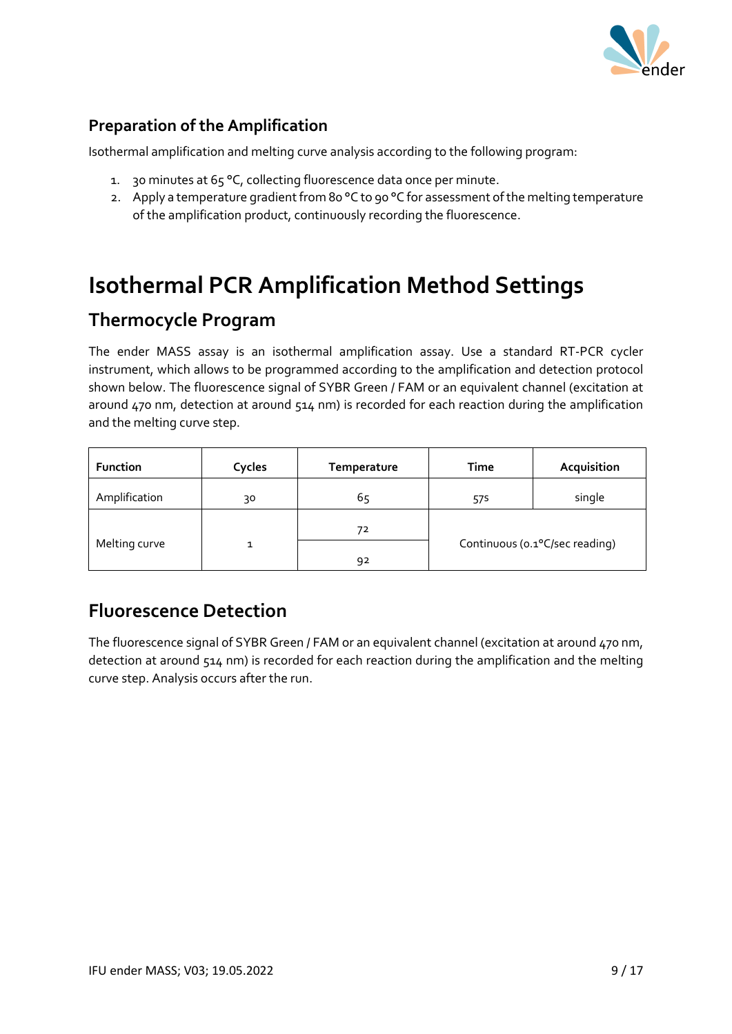## Preparation of the Amplification

Isothermal amplification and melting curve analysis according to the following program:

1. 30 minutes at 65 °C, collecting fluorescence data once per minute.
2. Apply a temperature gradient from 80 °C to 90 °C for assessment of the melting temperature of the amplification product, continuously recording the fluorescence.

# Isothermal PCR Amplification Method Settings

## Thermocycle Program

The ender MASS assay is an isothermal amplification assay. Use a standard RT-PCR cycler instrument, which allows to be programmed according to the amplification and detection protocol shown below. The fluorescence signal of SYBR Green / FAM or an equivalent channel (excitation at around 470 nm, detection at around 514 nm) is recorded for each reaction during the amplification and the melting curve step.

| Function | Cycles | Temperature | Time | Acquisition |
|---|---|---|---|---|
| Amplification | 30 | 65 | 57s | single |
| Melting curve | 1 | 72 | Continuous (0.1°C/sec reading) | |
| | | 92 | | |

## Fluorescence Detection

The fluorescence signal of SYBR Green / FAM or an equivalent channel (excitation at around 470 nm, detection at around 514 nm) is recorded for each reaction during the amplification and the melting curve step. Analysis occurs after the run.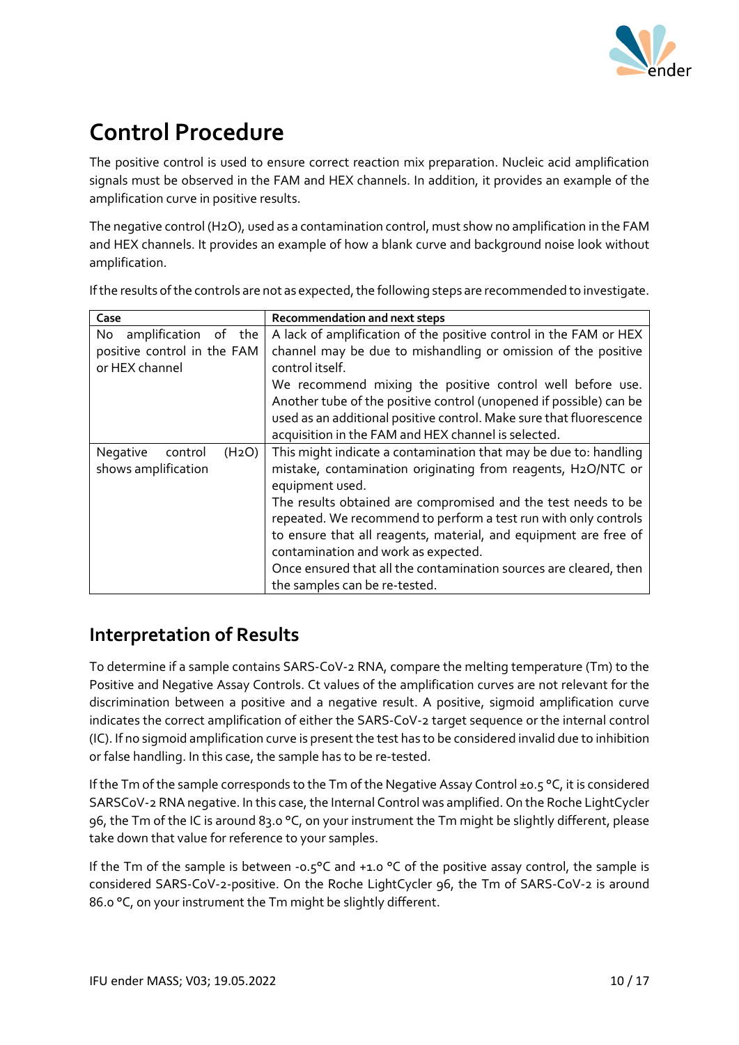# Control Procedure

The positive control is used to ensure correct reaction mix preparation. Nucleic acid amplification signals must be observed in the FAM and HEX channels. In addition, it provides an example of the amplification curve in positive results.

The negative control ($H_2O$), used as a contamination control, must show no amplification in the FAM and HEX channels. It provides an example of how a blank curve and background noise look without amplification.

If the results of the controls are not as expected, the following steps are recommended to investigate.

| Case | Recommendation and next steps |
|---|---|
| No amplification of the positive control in the FAM or HEX channel | A lack of amplification of the positive control in the FAM or HEX channel may be due to mishandling or omission of the positive control itself.<br>We recommend mixing the positive control well before use. Another tube of the positive control (unopened if possible) can be used as an additional positive control. Make sure that fluorescence acquisition in the FAM and HEX channel is selected. |
| Negative control ($H_2O$) shows amplification | This might indicate a contamination that may be due to: handling mistake, contamination originating from reagents, $H_2O$/NTC or equipment used.<br>The results obtained are compromised and the test needs to be repeated. We recommend to perform a test run with only controls to ensure that all reagents, material, and equipment are free of contamination and work as expected.<br>Once ensured that all the contamination sources are cleared, then the samples can be re-tested. |

## Interpretation of Results

To determine if a sample contains SARS-CoV-2 RNA, compare the melting temperature (Tm) to the Positive and Negative Assay Controls. Ct values of the amplification curves are not relevant for the discrimination between a positive and a negative result. A positive, sigmoid amplification curve indicates the correct amplification of either the SARS-CoV-2 target sequence or the internal control (IC). If no sigmoid amplification curve is present the test has to be considered invalid due to inhibition or false handling. In this case, the sample has to be re-tested.

If the Tm of the sample corresponds to the Tm of the Negative Assay Control ±0.5 °C, it is considered SARSCoV-2 RNA negative. In this case, the Internal Control was amplified. On the Roche LightCycler 96, the Tm of the IC is around 83.0 °C, on your instrument the Tm might be slightly different, please take down that value for reference to your samples.

If the Tm of the sample is between -0.5°C and +1.0 °C of the positive assay control, the sample is considered SARS-CoV-2-positive. On the Roche LightCycler 96, the Tm of SARS-CoV-2 is around 86.0 °C, on your instrument the Tm might be slightly different.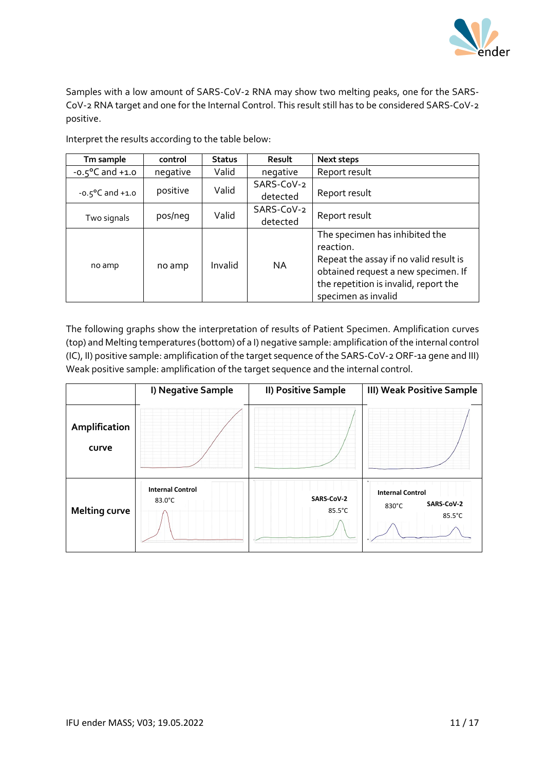Samples with a low amount of SARS-CoV-2 RNA may show two melting peaks, one for the SARS-CoV-2 RNA target and one for the Internal Control. This result still has to be considered SARS-CoV-2 positive.

Interpret the results according to the table below:

| Tm sample | control | Status | Result | Next steps |
|---|---|---|---|---|
| -0.5°C and +1.0 | negative | Valid | negative | Report result |
| -0.5°C and +1.0 | positive | Valid | SARS-CoV-2 detected | Report result |
| Two signals | pos/neg | Valid | SARS-CoV-2 detected | Report result |
| no amp | no amp | Invalid | NA | The specimen has inhibited the reaction.<br>Repeat the assay if no valid result is obtained request a new specimen. If the repetition is invalid, report the specimen as invalid |

The following graphs show the interpretation of results of Patient Specimen. Amplification curves (top) and Melting temperatures (bottom) of a I) negative sample: amplification of the internal control (IC), II) positive sample: amplification of the target sequence of the SARS-CoV-2 ORF-1a gene and III) Weak positive sample: amplification of the target sequence and the internal control.

| | I) Negative Sample | II) Positive Sample | III) Weak Positive Sample |
|---|---|---|---|
| **Amplification curve** | | | |
| **Melting curve** | Internal Control 83.0°C | SARS-CoV-2 85.5°C | Internal Control 830°C; SARS-CoV-2 85.5°C |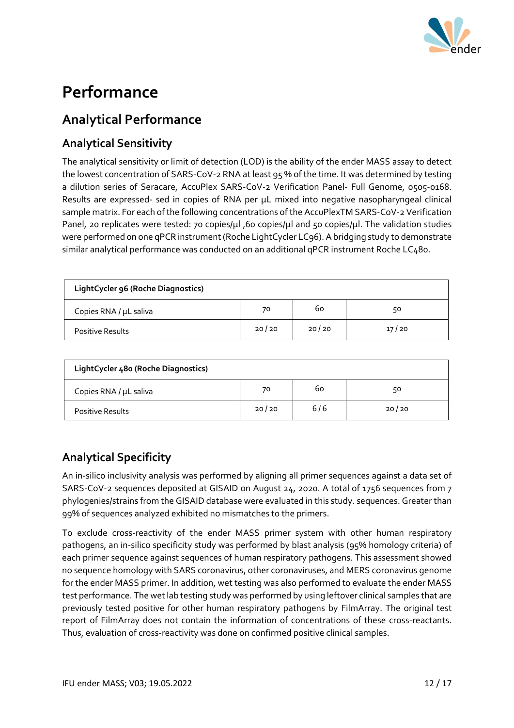# Performance

## Analytical Performance

### Analytical Sensitivity

The analytical sensitivity or limit of detection (LOD) is the ability of the ender MASS assay to detect the lowest concentration of SARS-CoV-2 RNA at least 95 % of the time. It was determined by testing a dilution series of Seracare, AccuPlex SARS-CoV-2 Verification Panel- Full Genome, 0505-0168. Results are expressed- sed in copies of RNA per µL mixed into negative nasopharyngeal clinical sample matrix. For each of the following concentrations of the AccuPlexTM SARS-CoV-2 Verification Panel, 20 replicates were tested: 70 copies/µl ,60 copies/µl and 50 copies/µl. The validation studies were performed on one qPCR instrument (Roche LightCycler LC96). A bridging study to demonstrate similar analytical performance was conducted on an additional qPCR instrument Roche LC480.

| LightCycler 96 (Roche Diagnostics) | | | |
|---|---|---|---|
| Copies RNA / µL saliva | 70 | 60 | 50 |
| Positive Results | 20 / 20 | 20 / 20 | 17 / 20 |

| LightCycler 480 (Roche Diagnostics) | | | |
|---|---|---|---|
| Copies RNA / µL saliva | 70 | 60 | 50 |
| Positive Results | 20 / 20 | 6 / 6 | 20 / 20 |

### Analytical Specificity

An in-silico inclusivity analysis was performed by aligning all primer sequences against a data set of SARS-CoV-2 sequences deposited at GISAID on August 24, 2020. A total of 1756 sequences from 7 phylogenies/strains from the GISAID database were evaluated in this study. sequences. Greater than 99% of sequences analyzed exhibited no mismatches to the primers.

To exclude cross-reactivity of the ender MASS primer system with other human respiratory pathogens, an in-silico specificity study was performed by blast analysis (95% homology criteria) of each primer sequence against sequences of human respiratory pathogens. This assessment showed no sequence homology with SARS coronavirus, other coronaviruses, and MERS coronavirus genome for the ender MASS primer. In addition, wet testing was also performed to evaluate the ender MASS test performance. The wet lab testing study was performed by using leftover clinical samples that are previously tested positive for other human respiratory pathogens by FilmArray. The original test report of FilmArray does not contain the information of concentrations of these cross-reactants. Thus, evaluation of cross-reactivity was done on confirmed positive clinical samples.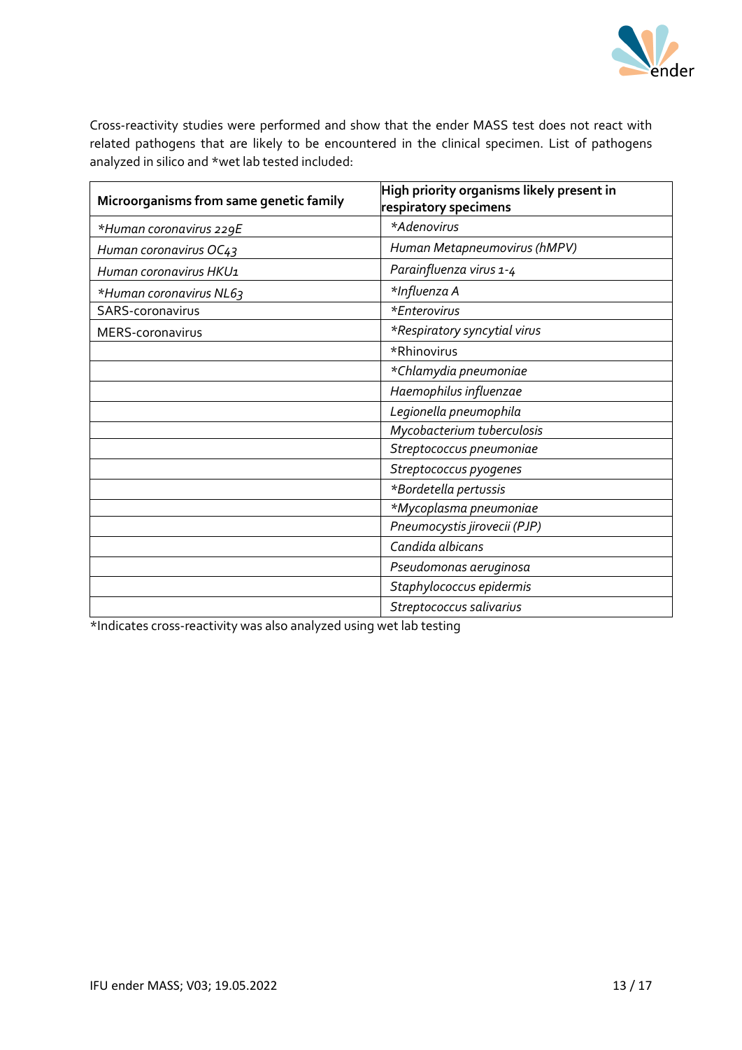Cross-reactivity studies were performed and show that the ender MASS test does not react with related pathogens that are likely to be encountered in the clinical specimen. List of pathogens analyzed in silico and *wet lab tested included:

| Microorganisms from same genetic family | High priority organisms likely present in respiratory specimens |
|---|---|
| *\*Human coronavirus 229E* | *\*Adenovirus* |
| *Human coronavirus OC43* | *Human Metapneumovirus (hMPV)* |
| *Human coronavirus HKU1* | *Parainfluenza virus 1-4* |
| *\*Human coronavirus NL63* | *\*Influenza A* |
| SARS-coronavirus | *\*Enterovirus* |
| MERS-coronavirus | *\*Respiratory syncytial virus* |
| | *Rhinovirus |
| | *\*Chlamydia pneumoniae* |
| | *Haemophilus influenzae* |
| | *Legionella pneumophila* |
| | *Mycobacterium tuberculosis* |
| | *Streptococcus pneumoniae* |
| | *Streptococcus pyogenes* |
| | *\*Bordetella pertussis* |
| | *\*Mycoplasma pneumoniae* |
| | *Pneumocystis jirovecii (PJP)* |
| | *Candida albicans* |
| | *Pseudomonas aeruginosa* |
| | *Staphylococcus epidermis* |
| | *Streptococcus salivarius* |

*Indicates cross-reactivity was also analyzed using wet lab testing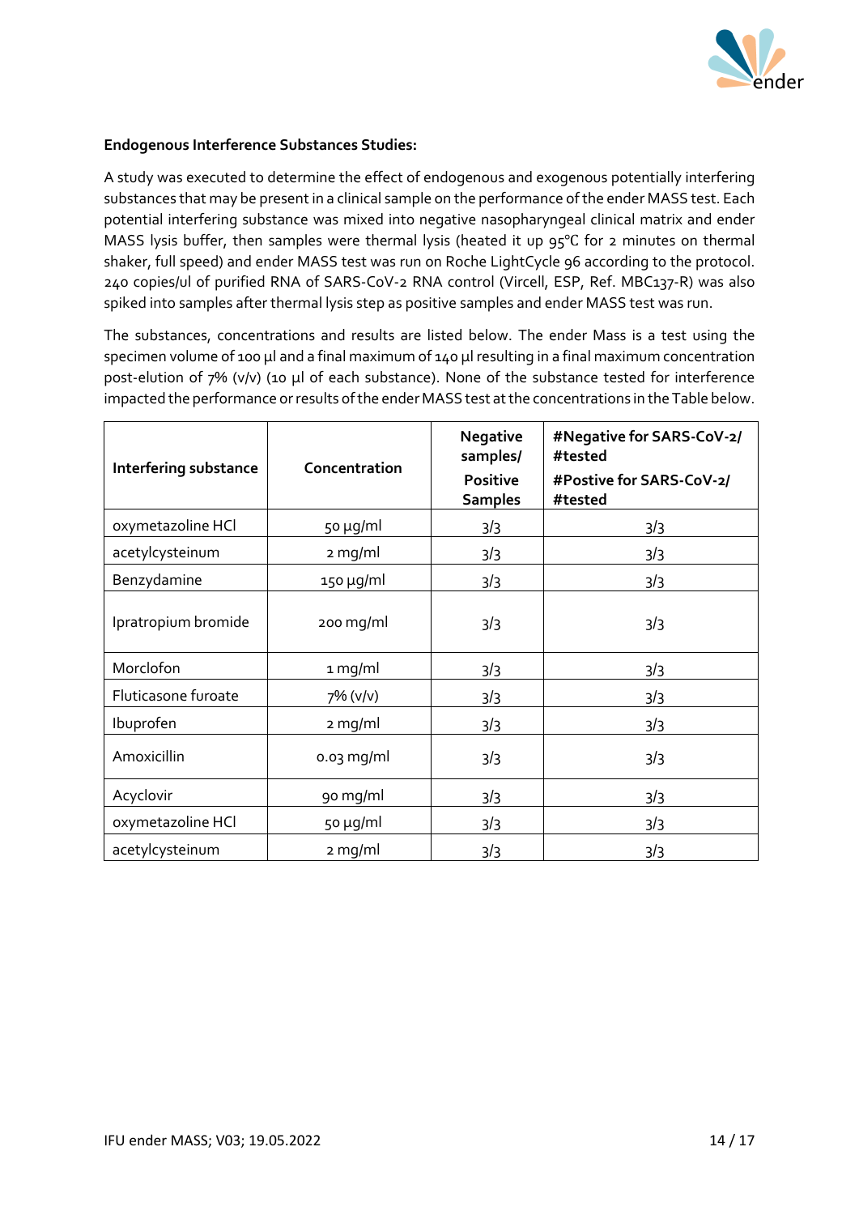**Endogenous Interference Substances Studies:**

A study was executed to determine the effect of endogenous and exogenous potentially interfering substances that may be present in a clinical sample on the performance of the ender MASS test. Each potential interfering substance was mixed into negative nasopharyngeal clinical matrix and ender MASS lysis buffer, then samples were thermal lysis (heated it up 95°C for 2 minutes on thermal shaker, full speed) and ender MASS test was run on Roche LightCycle 96 according to the protocol. 240 copies/ul of purified RNA of SARS-CoV-2 RNA control (Vircell, ESP, Ref. MBC137-R) was also spiked into samples after thermal lysis step as positive samples and ender MASS test was run.

The substances, concentrations and results are listed below. The ender Mass is a test using the specimen volume of 100 µl and a final maximum of 140 µl resulting in a final maximum concentration post-elution of 7% (v/v) (10 µl of each substance). None of the substance tested for interference impacted the performance or results of the ender MASS test at the concentrations in the Table below.

| Interfering substance | Concentration | Negative samples/ Positive Samples | #Negative for SARS-CoV-2/ #tested #Postive for SARS-CoV-2/ #tested |
|---|---|---|---|
| oxymetazoline HCl | 50 µg/ml | 3/3 | 3/3 |
| acetylcysteinum | 2 mg/ml | 3/3 | 3/3 |
| Benzydamine | 150 µg/ml | 3/3 | 3/3 |
| Ipratropium bromide | 200 mg/ml | 3/3 | 3/3 |
| Morclofon | 1 mg/ml | 3/3 | 3/3 |
| Fluticasone furoate | 7% (v/v) | 3/3 | 3/3 |
| Ibuprofen | 2 mg/ml | 3/3 | 3/3 |
| Amoxicillin | 0.03 mg/ml | 3/3 | 3/3 |
| Acyclovir | 90 mg/ml | 3/3 | 3/3 |
| oxymetazoline HCl | 50 µg/ml | 3/3 | 3/3 |
| acetylcysteinum | 2 mg/ml | 3/3 | 3/3 |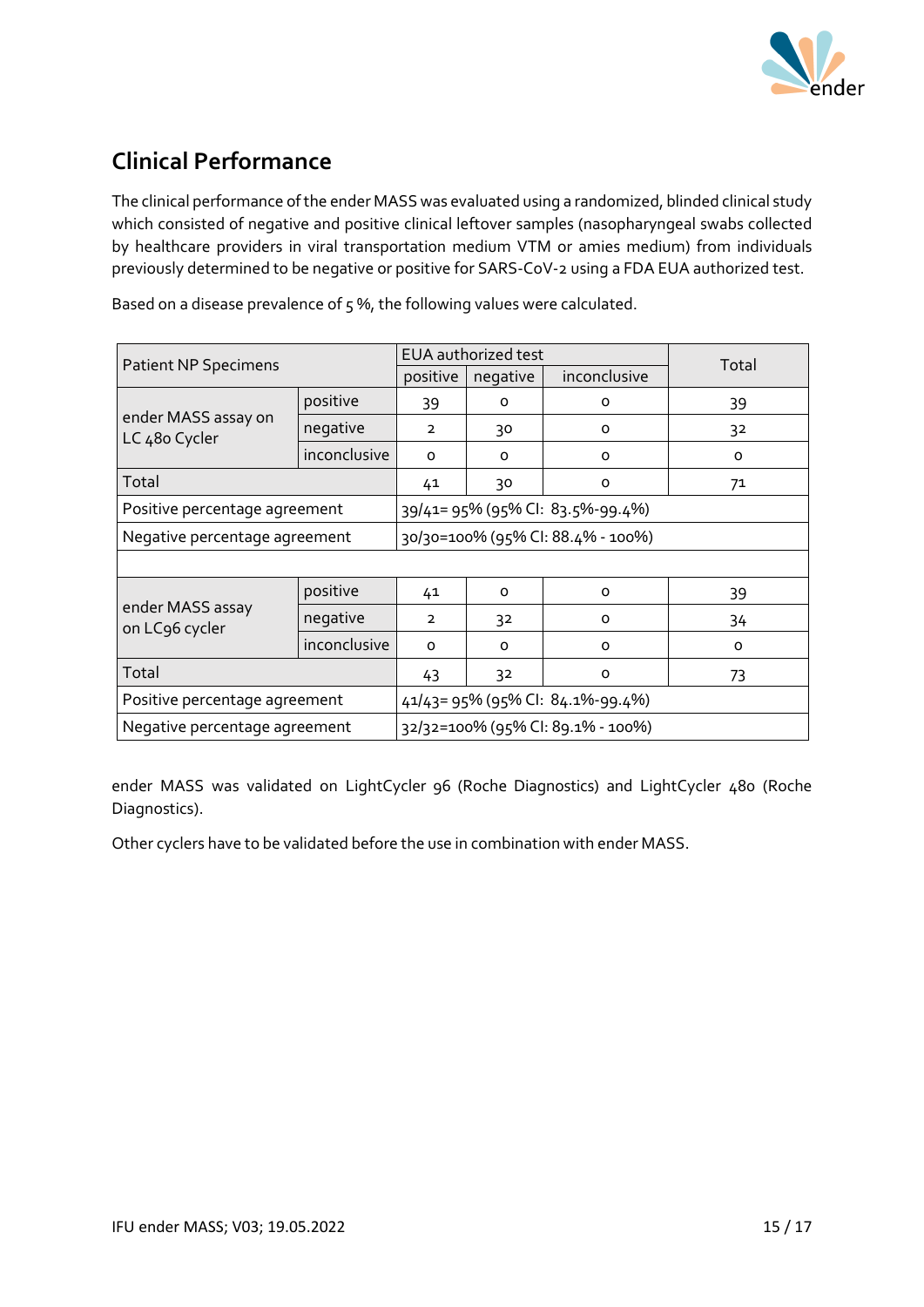## Clinical Performance

The clinical performance of the ender MASS was evaluated using a randomized, blinded clinical study which consisted of negative and positive clinical leftover samples (nasopharyngeal swabs collected by healthcare providers in viral transportation medium VTM or amies medium) from individuals previously determined to be negative or positive for SARS-CoV-2 using a FDA EUA authorized test.

Based on a disease prevalence of 5 %, the following values were calculated.

| Patient NP Specimens | | EUA authorized test | | | Total |
|---|---|---|---|---|---|
| | | positive | negative | inconclusive | |
| ender MASS assay on LC 480 Cycler | positive | 39 | 0 | 0 | 39 |
| | negative | 2 | 30 | 0 | 32 |
| | inconclusive | 0 | 0 | 0 | 0 |
| Total | | 41 | 30 | 0 | 71 |
| Positive percentage agreement | | 39/41= 95% (95% CI: 83.5%-99.4%) | | | |
| Negative percentage agreement | | 30/30=100% (95% CI: 88.4% - 100%) | | | |
| | | | | | |
| ender MASS assay on LC96 cycler | positive | 41 | 0 | 0 | 39 |
| | negative | 2 | 32 | 0 | 34 |
| | inconclusive | 0 | 0 | 0 | 0 |
| Total | | 43 | 32 | 0 | 73 |
| Positive percentage agreement | | 41/43= 95% (95% CI: 84.1%-99.4%) | | | |
| Negative percentage agreement | | 32/32=100% (95% CI: 89.1% - 100%) | | | |

ender MASS was validated on LightCycler 96 (Roche Diagnostics) and LightCycler 480 (Roche Diagnostics).

Other cyclers have to be validated before the use in combination with ender MASS.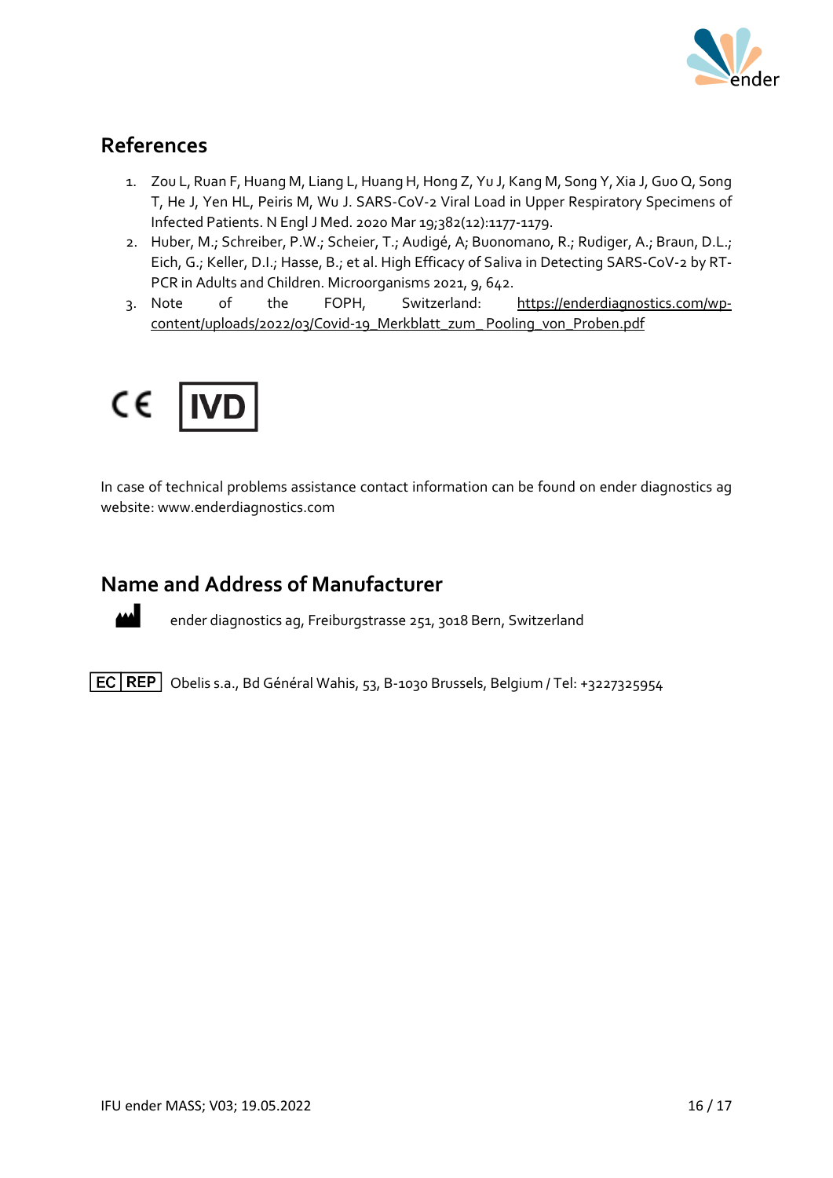## References

1. Zou L, Ruan F, Huang M, Liang L, Huang H, Hong Z, Yu J, Kang M, Song Y, Xia J, Guo Q, Song T, He J, Yen HL, Peiris M, Wu J. SARS-CoV-2 Viral Load in Upper Respiratory Specimens of Infected Patients. N Engl J Med. 2020 Mar 19;382(12):1177-1179.
2. Huber, M.; Schreiber, P.W.; Scheier, T.; Audigé, A; Buonomano, R.; Rudiger, A.; Braun, D.L.; Eich, G.; Keller, D.I.; Hasse, B.; et al. High Efficacy of Saliva in Detecting SARS-CoV-2 by RT-PCR in Adults and Children. Microorganisms 2021, 9, 642.
3. Note of the FOPH, Switzerland: https://enderdiagnostics.com/wp-content/uploads/2022/03/Covid-19_Merkblatt_zum_ Pooling_von_Proben.pdf

CE IVD

In case of technical problems assistance contact information can be found on ender diagnostics ag website: www.enderdiagnostics.com

## Name and Address of Manufacturer

ender diagnostics ag, Freiburgstrasse 251, 3018 Bern, Switzerland

EC REP Obelis s.a., Bd Général Wahis, 53, B-1030 Brussels, Belgium / Tel: +3227325954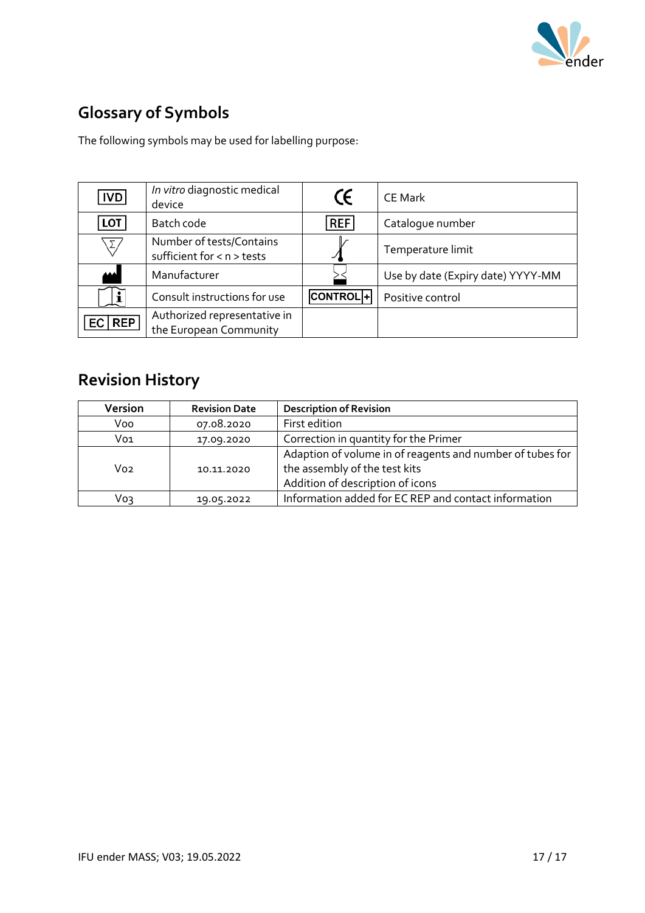## Glossary of Symbols

The following symbols may be used for labelling purpose:

| | | | |
|---|---|---|---|
| IVD | *In vitro* diagnostic medical device | CE | CE Mark |
| LOT | Batch code | REF | Catalogue number |
| Σ | Number of tests/Contains sufficient for < n > tests | | Temperature limit |
| | Manufacturer | | Use by date (Expiry date) YYYY-MM |
| i | Consult instructions for use | CONTROL + | Positive control |
| EC REP | Authorized representative in the European Community | | |

## Revision History

| Version | Revision Date | Description of Revision |
|---|---|---|
| V00 | 07.08.2020 | First edition |
| V01 | 17.09.2020 | Correction in quantity for the Primer |
| V02 | 10.11.2020 | Adaption of volume in of reagents and number of tubes for the assembly of the test kits<br>Addition of description of icons |
| V03 | 19.05.2022 | Information added for EC REP and contact information |